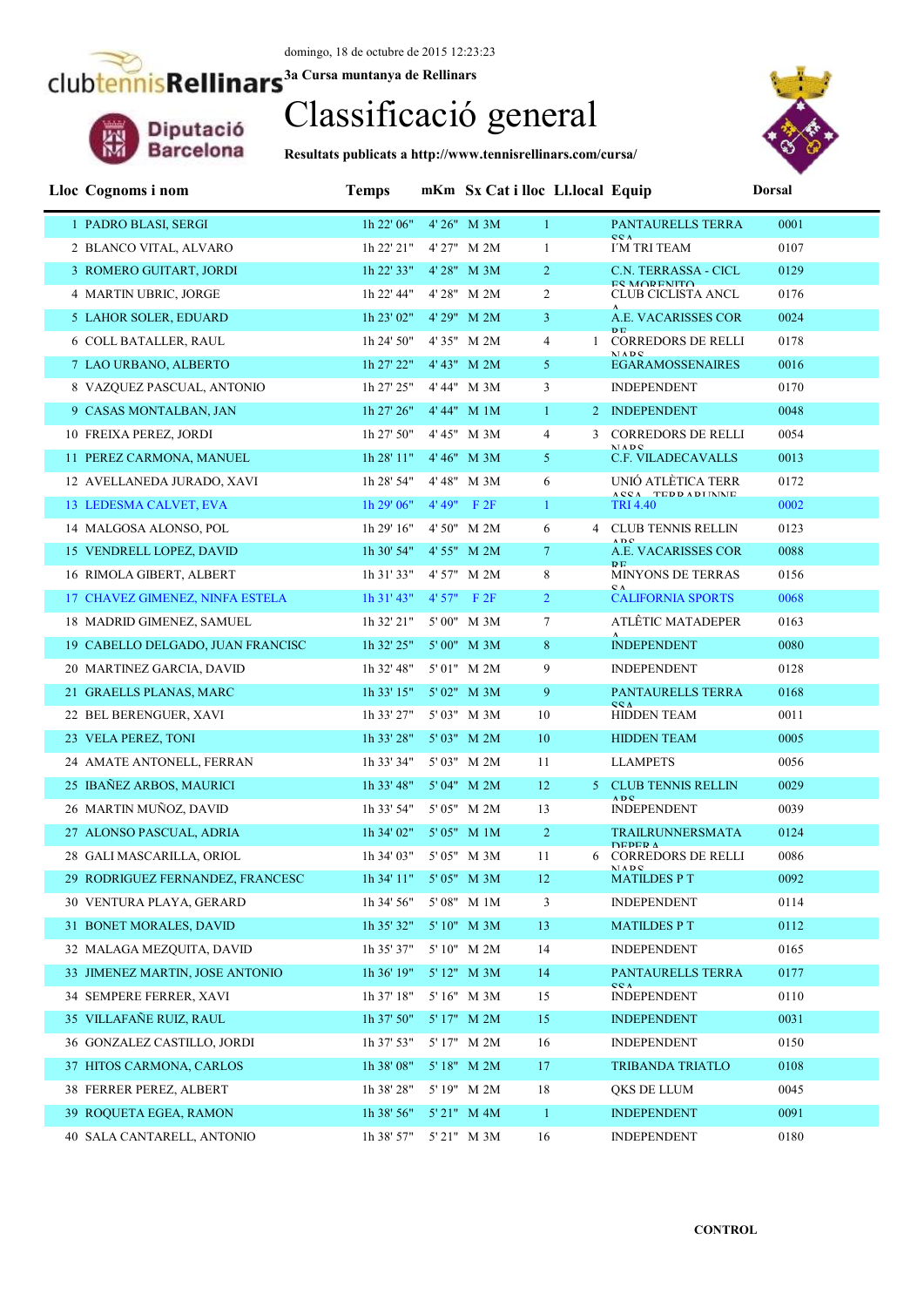domingo, 18 de octubre de 2015 12:23:23

clubtennisRellinars

Diputació Barcelona

**3a Cursa muntanya de Rellinars**

# Classificació general

**Resultats publicats a http://www.tennisrellinars.com/cursa/**

| Lloc | Cognoms i nom | Temps | mKm | Sx | Cat i lloc | | Ll.local | Equip | Dorsal |
|---|---|---|---|---|---|---|---|---|---|
| 1 | PADRO BLASI, SERGI | 1h 22' 06" | 4' 26" | M | 3M | 1 | | PANTAURELLS TERRASSA | 0001 |
| 2 | BLANCO VITAL, ALVARO | 1h 22' 21" | 4' 27" | M | 2M | 1 | | I'M TRI TEAM | 0107 |
| 3 | ROMERO GUITART, JORDI | 1h 22' 33" | 4' 28" | M | 3M | 2 | | C.N. TERRASSA - CICLES MORENITO | 0129 |
| 4 | MARTIN UBRIC, JORGE | 1h 22' 44" | 4' 28" | M | 2M | 2 | | CLUB CICLISTA ANCLA | 0176 |
| 5 | LAHOR SOLER, EDUARD | 1h 23' 02" | 4' 29" | M | 2M | 3 | | A.E. VACARISSES CORRE | 0024 |
| 6 | COLL BATALLER, RAUL | 1h 24' 50" | 4' 35" | M | 2M | 4 | 1 | CORREDORS DE RELLINARS | 0178 |
| 7 | LAO URBANO, ALBERTO | 1h 27' 22" | 4' 43" | M | 2M | 5 | | EGARAMOSSENAIRES | 0016 |
| 8 | VAZQUEZ PASCUAL, ANTONIO | 1h 27' 25" | 4' 44" | M | 3M | 3 | | INDEPENDENT | 0170 |
| 9 | CASAS MONTALBAN, JAN | 1h 27' 26" | 4' 44" | M | 1M | 1 | 2 | INDEPENDENT | 0048 |
| 10 | FREIXA PEREZ, JORDI | 1h 27' 50" | 4' 45" | M | 3M | 4 | 3 | CORREDORS DE RELLINARS | 0054 |
| 11 | PEREZ CARMONA, MANUEL | 1h 28' 11" | 4' 46" | M | 3M | 5 | | C.F. VILADECAVALLS | 0013 |
| 12 | AVELLANEDA JURADO, XAVI | 1h 28' 54" | 4' 48" | M | 3M | 6 | | UNIÓ ATLÈTICA TERRASSA - TERRARUNNE | 0172 |
| 13 | LEDESMA CALVET, EVA | 1h 29' 06" | 4' 49" | F | 2F | 1 | | TRI 4.40 | 0002 |
| 14 | MALGOSA ALONSO, POL | 1h 29' 16" | 4' 50" | M | 2M | 6 | 4 | CLUB TENNIS RELLINARS | 0123 |
| 15 | VENDRELL LOPEZ, DAVID | 1h 30' 54" | 4' 55" | M | 2M | 7 | | A.E. VACARISSES CORRE | 0088 |
| 16 | RIMOLA GIBERT, ALBERT | 1h 31' 33" | 4' 57" | M | 2M | 8 | | MINYONS DE TERRASSA | 0156 |
| 17 | CHAVEZ GIMENEZ, NINFA ESTELA | 1h 31' 43" | 4' 57" | F | 2F | 2 | | CALIFORNIA SPORTS | 0068 |
| 18 | MADRID GIMENEZ, SAMUEL | 1h 32' 21" | 5' 00" | M | 3M | 7 | | ATLÈTIC MATADEPERA | 0163 |
| 19 | CABELLO DELGADO, JUAN FRANCISC | 1h 32' 25" | 5' 00" | M | 3M | 8 | | INDEPENDENT | 0080 |
| 20 | MARTINEZ GARCIA, DAVID | 1h 32' 48" | 5' 01" | M | 2M | 9 | | INDEPENDENT | 0128 |
| 21 | GRAELLS PLANAS, MARC | 1h 33' 15" | 5' 02" | M | 3M | 9 | | PANTAURELLS TERRASSA | 0168 |
| 22 | BEL BERENGUER, XAVI | 1h 33' 27" | 5' 03" | M | 3M | 10 | | HIDDEN TEAM | 0011 |
| 23 | VELA PEREZ, TONI | 1h 33' 28" | 5' 03" | M | 2M | 10 | | HIDDEN TEAM | 0005 |
| 24 | AMATE ANTONELL, FERRAN | 1h 33' 34" | 5' 03" | M | 2M | 11 | | LLAMPETS | 0056 |
| 25 | IBAÑEZ ARBOS, MAURICI | 1h 33' 48" | 5' 04" | M | 2M | 12 | 5 | CLUB TENNIS RELLINARS | 0029 |
| 26 | MARTIN MUÑOZ, DAVID | 1h 33' 54" | 5' 05" | M | 2M | 13 | | INDEPENDENT | 0039 |
| 27 | ALONSO PASCUAL, ADRIA | 1h 34' 02" | 5' 05" | M | 1M | 2 | | TRAILRUNNERSMATADEPERA | 0124 |
| 28 | GALI MASCARILLA, ORIOL | 1h 34' 03" | 5' 05" | M | 3M | 11 | 6 | CORREDORS DE RELLINARS | 0086 |
| 29 | RODRIGUEZ FERNANDEZ, FRANCESC | 1h 34' 11" | 5' 05" | M | 3M | 12 | | MATILDES P T | 0092 |
| 30 | VENTURA PLAYA, GERARD | 1h 34' 56" | 5' 08" | M | 1M | 3 | | INDEPENDENT | 0114 |
| 31 | BONET MORALES, DAVID | 1h 35' 32" | 5' 10" | M | 3M | 13 | | MATILDES P T | 0112 |
| 32 | MALAGA MEZQUITA, DAVID | 1h 35' 37" | 5' 10" | M | 2M | 14 | | INDEPENDENT | 0165 |
| 33 | JIMENEZ MARTIN, JOSE ANTONIO | 1h 36' 19" | 5' 12" | M | 3M | 14 | | PANTAURELLS TERRASSA | 0177 |
| 34 | SEMPERE FERRER, XAVI | 1h 37' 18" | 5' 16" | M | 3M | 15 | | INDEPENDENT | 0110 |
| 35 | VILLAFAÑE RUIZ, RAUL | 1h 37' 50" | 5' 17" | M | 2M | 15 | | INDEPENDENT | 0031 |
| 36 | GONZALEZ CASTILLO, JORDI | 1h 37' 53" | 5' 17" | M | 2M | 16 | | INDEPENDENT | 0150 |
| 37 | HITOS CARMONA, CARLOS | 1h 38' 08" | 5' 18" | M | 2M | 17 | | TRIBANDA TRIATLO | 0108 |
| 38 | FERRER PEREZ, ALBERT | 1h 38' 28" | 5' 19" | M | 2M | 18 | | QKS DE LLUM | 0045 |
| 39 | ROQUETA EGEA, RAMON | 1h 38' 56" | 5' 21" | M | 4M | 1 | | INDEPENDENT | 0091 |
| 40 | SALA CANTARELL, ANTONIO | 1h 38' 57" | 5' 21" | M | 3M | 16 | | INDEPENDENT | 0180 |

**CONTROL**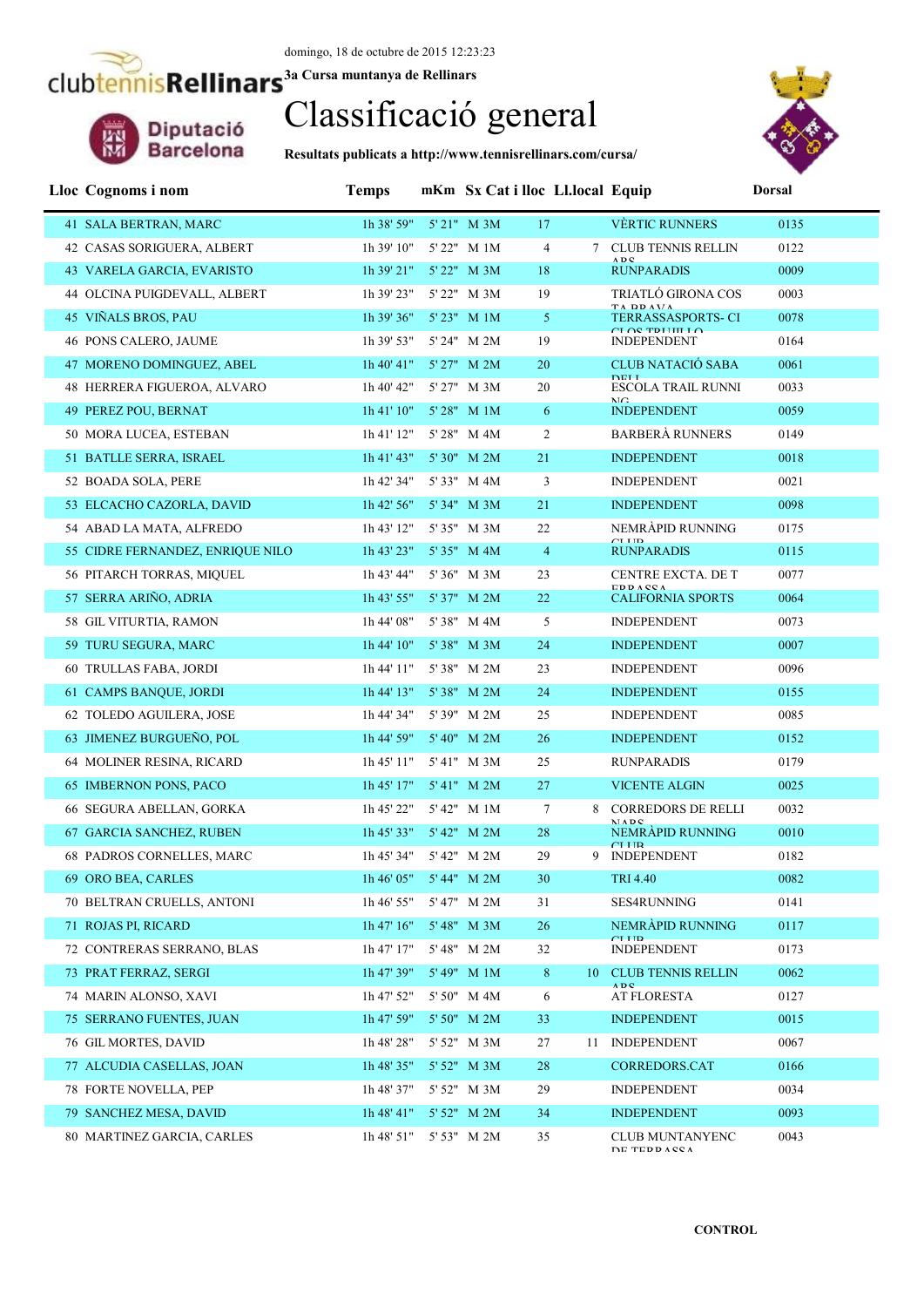domingo, 18 de octubre de 2015 12:23:23

**3a Cursa muntanya de Rellinars**

# Classificació general

**Resultats publicats a http://www.tennisrellinars.com/cursa/**

| Lloc | Cognoms i nom | Temps | mKm | Sx Cat i lloc | | Ll.local | Equip | Dorsal |
|---|---|---|---|---|---|---|---|---|
| 41 | SALA BERTRAN, MARC | 1h 38' 59" | 5' 21" | M 3M | 17 | | VÈRTIC RUNNERS | 0135 |
| 42 | CASAS SORIGUERA, ALBERT | 1h 39' 10" | 5' 22" | M 1M | 4 | 7 | CLUB TENNIS RELLINARS | 0122 |
| 43 | VARELA GARCIA, EVARISTO | 1h 39' 21" | 5' 22" | M 3M | 18 | | RUNPARADIS | 0009 |
| 44 | OLCINA PUIGDEVALL, ALBERT | 1h 39' 23" | 5' 22" | M 3M | 19 | | TRIATLÓ GIRONA COSTA BRAVA | 0003 |
| 45 | VIÑALS BROS, PAU | 1h 39' 36" | 5' 23" | M 1M | 5 | | TERRASSASPORTS- CICLOS TRUJILLO | 0078 |
| 46 | PONS CALERO, JAUME | 1h 39' 53" | 5' 24" | M 2M | 19 | | INDEPENDENT | 0164 |
| 47 | MORENO DOMINGUEZ, ABEL | 1h 40' 41" | 5' 27" | M 2M | 20 | | CLUB NATACIÓ SABADELL | 0061 |
| 48 | HERRERA FIGUEROA, ALVARO | 1h 40' 42" | 5' 27" | M 3M | 20 | | ESCOLA TRAIL RUNNING | 0033 |
| 49 | PEREZ POU, BERNAT | 1h 41' 10" | 5' 28" | M 1M | 6 | | INDEPENDENT | 0059 |
| 50 | MORA LUCEA, ESTEBAN | 1h 41' 12" | 5' 28" | M 4M | 2 | | BARBERÀ RUNNERS | 0149 |
| 51 | BATLLE SERRA, ISRAEL | 1h 41' 43" | 5' 30" | M 2M | 21 | | INDEPENDENT | 0018 |
| 52 | BOADA SOLA, PERE | 1h 42' 34" | 5' 33" | M 4M | 3 | | INDEPENDENT | 0021 |
| 53 | ELCACHO CAZORLA, DAVID | 1h 42' 56" | 5' 34" | M 3M | 21 | | INDEPENDENT | 0098 |
| 54 | ABAD LA MATA, ALFREDO | 1h 43' 12" | 5' 35" | M 3M | 22 | | NEMRÀPID RUNNING CLUB | 0175 |
| 55 | CIDRE FERNANDEZ, ENRIQUE NILO | 1h 43' 23" | 5' 35" | M 4M | 4 | | RUNPARADIS | 0115 |
| 56 | PITARCH TORRAS, MIQUEL | 1h 43' 44" | 5' 36" | M 3M | 23 | | CENTRE EXCTA. DE TERRASSA | 0077 |
| 57 | SERRA ARIÑO, ADRIA | 1h 43' 55" | 5' 37" | M 2M | 22 | | CALIFORNIA SPORTS | 0064 |
| 58 | GIL VITURTIA, RAMON | 1h 44' 08" | 5' 38" | M 4M | 5 | | INDEPENDENT | 0073 |
| 59 | TURU SEGURA, MARC | 1h 44' 10" | 5' 38" | M 3M | 24 | | INDEPENDENT | 0007 |
| 60 | TRULLAS FABA, JORDI | 1h 44' 11" | 5' 38" | M 2M | 23 | | INDEPENDENT | 0096 |
| 61 | CAMPS BANQUE, JORDI | 1h 44' 13" | 5' 38" | M 2M | 24 | | INDEPENDENT | 0155 |
| 62 | TOLEDO AGUILERA, JOSE | 1h 44' 34" | 5' 39" | M 2M | 25 | | INDEPENDENT | 0085 |
| 63 | JIMENEZ BURGUEÑO, POL | 1h 44' 59" | 5' 40" | M 2M | 26 | | INDEPENDENT | 0152 |
| 64 | MOLINER RESINA, RICARD | 1h 45' 11" | 5' 41" | M 3M | 25 | | RUNPARADIS | 0179 |
| 65 | IMBERNON PONS, PACO | 1h 45' 17" | 5' 41" | M 2M | 27 | | VICENTE ALGIN | 0025 |
| 66 | SEGURA ABELLAN, GORKA | 1h 45' 22" | 5' 42" | M 1M | 7 | 8 | CORREDORS DE RELLINARS | 0032 |
| 67 | GARCIA SANCHEZ, RUBEN | 1h 45' 33" | 5' 42" | M 2M | 28 | | NEMRÀPID RUNNING CLUB | 0010 |
| 68 | PADROS CORNELLES, MARC | 1h 45' 34" | 5' 42" | M 2M | 29 | 9 | INDEPENDENT | 0182 |
| 69 | ORO BEA, CARLES | 1h 46' 05" | 5' 44" | M 2M | 30 | | TRI 4.40 | 0082 |
| 70 | BELTRAN CRUELLS, ANTONI | 1h 46' 55" | 5' 47" | M 2M | 31 | | SES4RUNNING | 0141 |
| 71 | ROJAS PI, RICARD | 1h 47' 16" | 5' 48" | M 3M | 26 | | NEMRÀPID RUNNING CLUB | 0117 |
| 72 | CONTRERAS SERRANO, BLAS | 1h 47' 17" | 5' 48" | M 2M | 32 | | INDEPENDENT | 0173 |
| 73 | PRAT FERRAZ, SERGI | 1h 47' 39" | 5' 49" | M 1M | 8 | 10 | CLUB TENNIS RELLINARS | 0062 |
| 74 | MARIN ALONSO, XAVI | 1h 47' 52" | 5' 50" | M 4M | 6 | | AT FLORESTA | 0127 |
| 75 | SERRANO FUENTES, JUAN | 1h 47' 59" | 5' 50" | M 2M | 33 | | INDEPENDENT | 0015 |
| 76 | GIL MORTES, DAVID | 1h 48' 28" | 5' 52" | M 3M | 27 | 11 | INDEPENDENT | 0067 |
| 77 | ALCUDIA CASELLAS, JOAN | 1h 48' 35" | 5' 52" | M 3M | 28 | | CORREDORS.CAT | 0166 |
| 78 | FORTE NOVELLA, PEP | 1h 48' 37" | 5' 52" | M 3M | 29 | | INDEPENDENT | 0034 |
| 79 | SANCHEZ MESA, DAVID | 1h 48' 41" | 5' 52" | M 2M | 34 | | INDEPENDENT | 0093 |
| 80 | MARTINEZ GARCIA, CARLES | 1h 48' 51" | 5' 53" | M 2M | 35 | | CLUB MUNTANYENC DE TERRASSA | 0043 |

**CONTROL**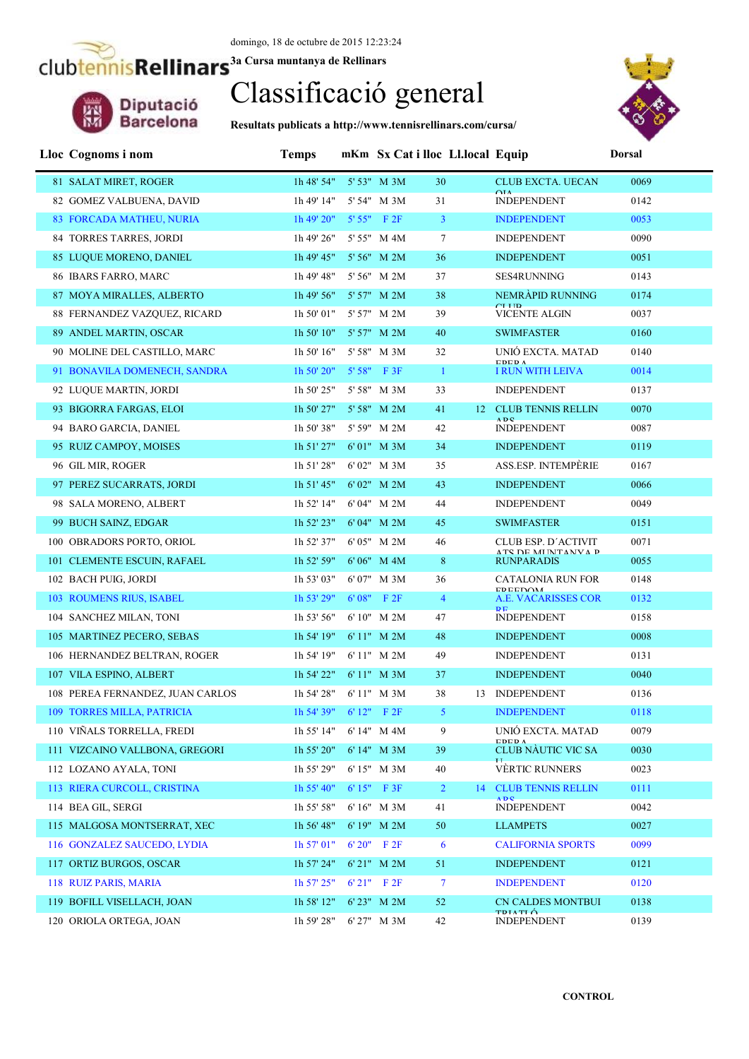domingo, 18 de octubre de 2015 12:23:24

3a Cursa muntanya de Rellinars

# Classificació general

**Resultats publicats a http://www.tennisrellinars.com/cursa/**

| Lloc | Cognoms i nom | Temps | mKm | Sx | Cat i lloc | Ll.local | Equip | Dorsal |
|---|---|---|---|---|---|---|---|---|
| 81 | SALAT MIRET, ROGER | 1h 48' 54" | 5' 53" | M | 3M 30 | | CLUB EXCTA. UECAN OIA | 0069 |
| 82 | GOMEZ VALBUENA, DAVID | 1h 49' 14" | 5' 54" | M | 3M 31 | | INDEPENDENT | 0142 |
| 83 | FORCADA MATHEU, NURIA | 1h 49' 20" | 5' 55" | F | 2F 3 | | INDEPENDENT | 0053 |
| 84 | TORRES TARRES, JORDI | 1h 49' 26" | 5' 55" | M | 4M 7 | | INDEPENDENT | 0090 |
| 85 | LUQUE MORENO, DANIEL | 1h 49' 45" | 5' 56" | M | 2M 36 | | INDEPENDENT | 0051 |
| 86 | IBARS FARRO, MARC | 1h 49' 48" | 5' 56" | M | 2M 37 | | SES4RUNNING | 0143 |
| 87 | MOYA MIRALLES, ALBERTO | 1h 49' 56" | 5' 57" | M | 2M 38 | | NEMRÀPID RUNNING CLUB | 0174 |
| 88 | FERNANDEZ VAZQUEZ, RICARD | 1h 50' 01" | 5' 57" | M | 2M 39 | | VICENTE ALGIN | 0037 |
| 89 | ANDEL MARTIN, OSCAR | 1h 50' 10" | 5' 57" | M | 2M 40 | | SWIMFASTER | 0160 |
| 90 | MOLINE DEL CASTILLO, MARC | 1h 50' 16" | 5' 58" | M | 3M 32 | | UNIÓ EXCTA. MATAD EPERA | 0140 |
| 91 | BONAVILA DOMENECH, SANDRA | 1h 50' 20" | 5' 58" | F | 3F 1 | | I RUN WITH LEIVA | 0014 |
| 92 | LUQUE MARTIN, JORDI | 1h 50' 25" | 5' 58" | M | 3M 33 | | INDEPENDENT | 0137 |
| 93 | BIGORRA FARGAS, ELOI | 1h 50' 27" | 5' 58" | M | 2M 41 | 12 | CLUB TENNIS RELLINARS | 0070 |
| 94 | BARO GARCIA, DANIEL | 1h 50' 38" | 5' 59" | M | 2M 42 | | INDEPENDENT | 0087 |
| 95 | RUIZ CAMPOY, MOISES | 1h 51' 27" | 6' 01" | M | 3M 34 | | INDEPENDENT | 0119 |
| 96 | GIL MIR, ROGER | 1h 51' 28" | 6' 02" | M | 3M 35 | | ASS.ESP. INTEMPÈRIE | 0167 |
| 97 | PEREZ SUCARRATS, JORDI | 1h 51' 45" | 6' 02" | M | 2M 43 | | INDEPENDENT | 0066 |
| 98 | SALA MORENO, ALBERT | 1h 52' 14" | 6' 04" | M | 2M 44 | | INDEPENDENT | 0049 |
| 99 | BUCH SAINZ, EDGAR | 1h 52' 23" | 6' 04" | M | 2M 45 | | SWIMFASTER | 0151 |
| 100 | OBRADORS PORTO, ORIOL | 1h 52' 37" | 6' 05" | M | 2M 46 | | CLUB ESP. D´ACTIVITATS DE MUNTANYA P | 0071 |
| 101 | CLEMENTE ESCUIN, RAFAEL | 1h 52' 59" | 6' 06" | M | 4M 8 | | RUNPARADIS | 0055 |
| 102 | BACH PUIG, JORDI | 1h 53' 03" | 6' 07" | M | 3M 36 | | CATALONIA RUN FOR FREEDOM | 0148 |
| 103 | ROUMENS RIUS, ISABEL | 1h 53' 29" | 6' 08" | F | 2F 4 | | A.E. VACARISSES CORRE | 0132 |
| 104 | SANCHEZ MILAN, TONI | 1h 53' 56" | 6' 10" | M | 2M 47 | | INDEPENDENT | 0158 |
| 105 | MARTINEZ PECERO, SEBAS | 1h 54' 19" | 6' 11" | M | 2M 48 | | INDEPENDENT | 0008 |
| 106 | HERNANDEZ BELTRAN, ROGER | 1h 54' 19" | 6' 11" | M | 2M 49 | | INDEPENDENT | 0131 |
| 107 | VILA ESPINO, ALBERT | 1h 54' 22" | 6' 11" | M | 3M 37 | | INDEPENDENT | 0040 |
| 108 | PEREA FERNANDEZ, JUAN CARLOS | 1h 54' 28" | 6' 11" | M | 3M 38 | 13 | INDEPENDENT | 0136 |
| 109 | TORRES MILLA, PATRICIA | 1h 54' 39" | 6' 12" | F | 2F 5 | | INDEPENDENT | 0118 |
| 110 | VIÑALS TORRELLA, FREDI | 1h 55' 14" | 6' 14" | M | 4M 9 | | UNIÓ EXCTA. MATAD EPERA | 0079 |
| 111 | VIZCAINO VALLBONA, GREGORI | 1h 55' 20" | 6' 14" | M | 3M 39 | | CLUB NÀUTIC VIC SA U | 0030 |
| 112 | LOZANO AYALA, TONI | 1h 55' 29" | 6' 15" | M | 3M 40 | | VÈRTIC RUNNERS | 0023 |
| 113 | RIERA CURCOLL, CRISTINA | 1h 55' 40" | 6' 15" | F | 3F 2 | 14 | CLUB TENNIS RELLINARS | 0111 |
| 114 | BEA GIL, SERGI | 1h 55' 58" | 6' 16" | M | 3M 41 | | INDEPENDENT | 0042 |
| 115 | MALGOSA MONTSERRAT, XEC | 1h 56' 48" | 6' 19" | M | 2M 50 | | LLAMPETS | 0027 |
| 116 | GONZALEZ SAUCEDO, LYDIA | 1h 57' 01" | 6' 20" | F | 2F 6 | | CALIFORNIA SPORTS | 0099 |
| 117 | ORTIZ BURGOS, OSCAR | 1h 57' 24" | 6' 21" | M | 2M 51 | | INDEPENDENT | 0121 |
| 118 | RUIZ PARIS, MARIA | 1h 57' 25" | 6' 21" | F | 2F 7 | | INDEPENDENT | 0120 |
| 119 | BOFILL VISELLACH, JOAN | 1h 58' 12" | 6' 23" | M | 2M 52 | | CN CALDES MONTBUI TRIATLÓ | 0138 |
| 120 | ORIOLA ORTEGA, JOAN | 1h 59' 28" | 6' 27" | M | 3M 42 | | INDEPENDENT | 0139 |

**CONTROL**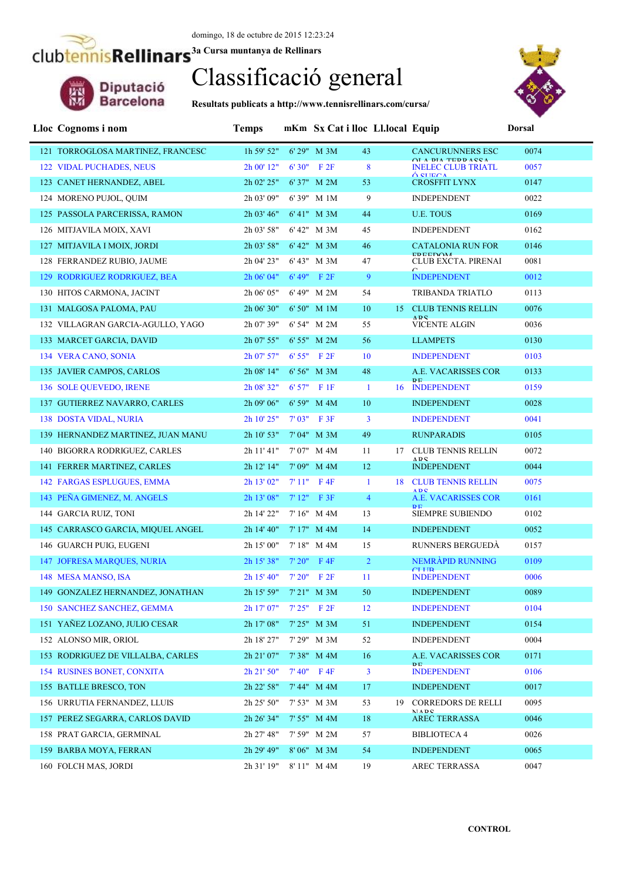domingo, 18 de octubre de 2015 12:23:24

**3a Cursa muntanya de Rellinars**

# Classificació general

**Resultats publicats a http://www.tennisrellinars.com/cursa/**

| Lloc | Cognoms i nom | Temps | mKm | Sx Cat i lloc | | Ll.local | Equip | Dorsal |
|---|---|---|---|---|---|---|---|---|
| 121 | TORROGLOSA MARTINEZ, FRANCESC | 1h 59' 52" | 6' 29" | M 3M | 43 | | CANCURUNNERS ESCOLA DIA TERRASSA | 0074 |
| 122 | VIDAL PUCHADES, NEUS | 2h 00' 12" | 6' 30" | F 2F | 8 | | INELEC CLUB TRIATLÓ SUECA | 0057 |
| 123 | CANET HERNANDEZ, ABEL | 2h 02' 25" | 6' 37" | M 2M | 53 | | CROSFFIT LYNX | 0147 |
| 124 | MORENO PUJOL, QUIM | 2h 03' 09" | 6' 39" | M 1M | 9 | | INDEPENDENT | 0022 |
| 125 | PASSOLA PARCERISSA, RAMON | 2h 03' 46" | 6' 41" | M 3M | 44 | | U.E. TOUS | 0169 |
| 126 | MITJAVILA MOIX, XAVI | 2h 03' 58" | 6' 42" | M 3M | 45 | | INDEPENDENT | 0162 |
| 127 | MITJAVILA I MOIX, JORDI | 2h 03' 58" | 6' 42" | M 3M | 46 | | CATALONIA RUN FOR FREEDOM | 0146 |
| 128 | FERRANDEZ RUBIO, JAUME | 2h 04' 23" | 6' 43" | M 3M | 47 | | CLUB EXCTA. PIRENAIC | 0081 |
| 129 | RODRIGUEZ RODRIGUEZ, BEA | 2h 06' 04" | 6' 49" | F 2F | 9 | | INDEPENDENT | 0012 |
| 130 | HITOS CARMONA, JACINT | 2h 06' 05" | 6' 49" | M 2M | 54 | | TRIBANDA TRIATLO | 0113 |
| 131 | MALGOSA PALOMA, PAU | 2h 06' 30" | 6' 50" | M 1M | 10 | 15 | CLUB TENNIS RELLINARS | 0076 |
| 132 | VILLAGRAN GARCIA-AGULLO, YAGO | 2h 07' 39" | 6' 54" | M 2M | 55 | | VICENTE ALGIN | 0036 |
| 133 | MARCET GARCIA, DAVID | 2h 07' 55" | 6' 55" | M 2M | 56 | | LLAMPETS | 0130 |
| 134 | VERA CANO, SONIA | 2h 07' 57" | 6' 55" | F 2F | 10 | | INDEPENDENT | 0103 |
| 135 | JAVIER CAMPOS, CARLOS | 2h 08' 14" | 6' 56" | M 3M | 48 | | A.E. VACARISSES CORRE | 0133 |
| 136 | SOLE QUEVEDO, IRENE | 2h 08' 32" | 6' 57" | F 1F | 1 | 16 | INDEPENDENT | 0159 |
| 137 | GUTIERREZ NAVARRO, CARLES | 2h 09' 06" | 6' 59" | M 4M | 10 | | INDEPENDENT | 0028 |
| 138 | DOSTA VIDAL, NURIA | 2h 10' 25" | 7' 03" | F 3F | 3 | | INDEPENDENT | 0041 |
| 139 | HERNANDEZ MARTINEZ, JUAN MANU | 2h 10' 53" | 7' 04" | M 3M | 49 | | RUNPARADIS | 0105 |
| 140 | BIGORRA RODRIGUEZ, CARLES | 2h 11' 41" | 7' 07" | M 4M | 11 | 17 | CLUB TENNIS RELLINARS | 0072 |
| 141 | FERRER MARTINEZ, CARLES | 2h 12' 14" | 7' 09" | M 4M | 12 | | INDEPENDENT | 0044 |
| 142 | FARGAS ESPLUGUES, EMMA | 2h 13' 02" | 7' 11" | F 4F | 1 | 18 | CLUB TENNIS RELLINARS | 0075 |
| 143 | PEÑA GIMENEZ, M. ANGELS | 2h 13' 08" | 7' 12" | F 3F | 4 | | A.E. VACARISSES CORRE | 0161 |
| 144 | GARCIA RUIZ, TONI | 2h 14' 22" | 7' 16" | M 4M | 13 | | SIEMPRE SUBIENDO | 0102 |
| 145 | CARRASCO GARCIA, MIQUEL ANGEL | 2h 14' 40" | 7' 17" | M 4M | 14 | | INDEPENDENT | 0052 |
| 146 | GUARCH PUIG, EUGENI | 2h 15' 00" | 7' 18" | M 4M | 15 | | RUNNERS BERGUEDÀ | 0157 |
| 147 | JOFRESA MARQUES, NURIA | 2h 15' 38" | 7' 20" | F 4F | 2 | | NEMRÀPID RUNNING CLUB | 0109 |
| 148 | MESA MANSO, ISA | 2h 15' 40" | 7' 20" | F 2F | 11 | | INDEPENDENT | 0006 |
| 149 | GONZALEZ HERNANDEZ, JONATHAN | 2h 15' 59" | 7' 21" | M 3M | 50 | | INDEPENDENT | 0089 |
| 150 | SANCHEZ SANCHEZ, GEMMA | 2h 17' 07" | 7' 25" | F 2F | 12 | | INDEPENDENT | 0104 |
| 151 | YAÑEZ LOZANO, JULIO CESAR | 2h 17' 08" | 7' 25" | M 3M | 51 | | INDEPENDENT | 0154 |
| 152 | ALONSO MIR, ORIOL | 2h 18' 27" | 7' 29" | M 3M | 52 | | INDEPENDENT | 0004 |
| 153 | RODRIGUEZ DE VILLALBA, CARLES | 2h 21' 07" | 7' 38" | M 4M | 16 | | A.E. VACARISSES CORRE | 0171 |
| 154 | RUSINES BONET, CONXITA | 2h 21' 50" | 7' 40" | F 4F | 3 | | INDEPENDENT | 0106 |
| 155 | BATLLE BRESCO, TON | 2h 22' 58" | 7' 44" | M 4M | 17 | | INDEPENDENT | 0017 |
| 156 | URRUTIA FERNANDEZ, LLUIS | 2h 25' 50" | 7' 53" | M 3M | 53 | 19 | CORREDORS DE RELLINARS | 0095 |
| 157 | PEREZ SEGARRA, CARLOS DAVID | 2h 26' 34" | 7' 55" | M 4M | 18 | | AREC TERRASSA | 0046 |
| 158 | PRAT GARCIA, GERMINAL | 2h 27' 48" | 7' 59" | M 2M | 57 | | BIBLIOTECA 4 | 0026 |
| 159 | BARBA MOYA, FERRAN | 2h 29' 49" | 8' 06" | M 3M | 54 | | INDEPENDENT | 0065 |
| 160 | FOLCH MAS, JORDI | 2h 31' 19" | 8' 11" | M 4M | 19 | | AREC TERRASSA | 0047 |

**CONTROL**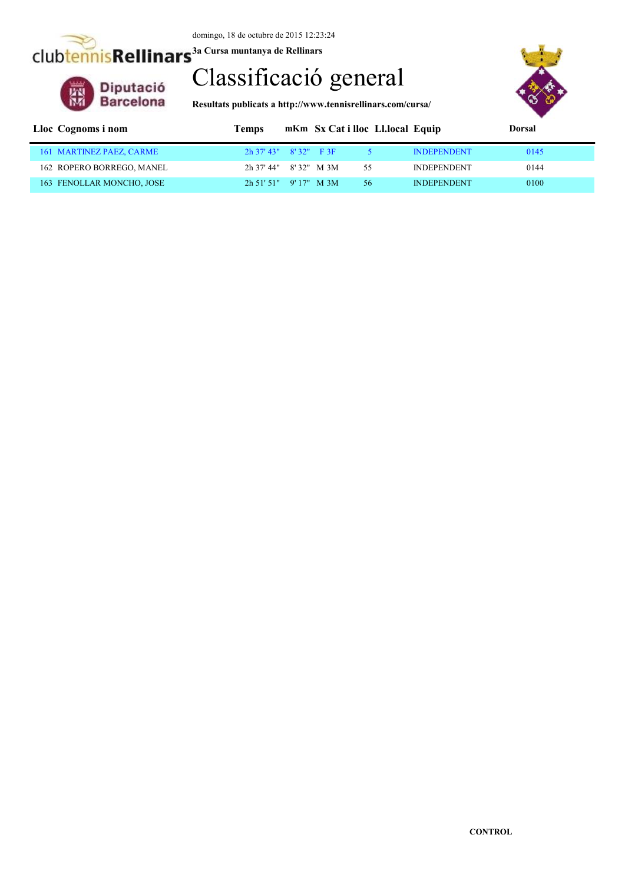domingo, 18 de octubre de 2015 12:23:24

clubtennisRellinars **3a Cursa muntanya de Rellinars**

Diputació Barcelona

# Classificació general

**Resultats publicats a http://www.tennisrellinars.com/cursa/**

| Lloc | Cognoms i nom | Temps | mKm | Sx | Cat i lloc | Ll.local | Equip | Dorsal |
|---|---|---|---|---|---|---|---|---|
| 161 | MARTINEZ PAEZ, CARME | 2h 37' 43" | 8' 32" | F | 3F | 5 | INDEPENDENT | 0145 |
| 162 | ROPERO BORREGO, MANEL | 2h 37' 44" | 8' 32" | M | 3M | 55 | INDEPENDENT | 0144 |
| 163 | FENOLLAR MONCHO, JOSE | 2h 51' 51" | 9' 17" | M | 3M | 56 | INDEPENDENT | 0100 |

**CONTROL**